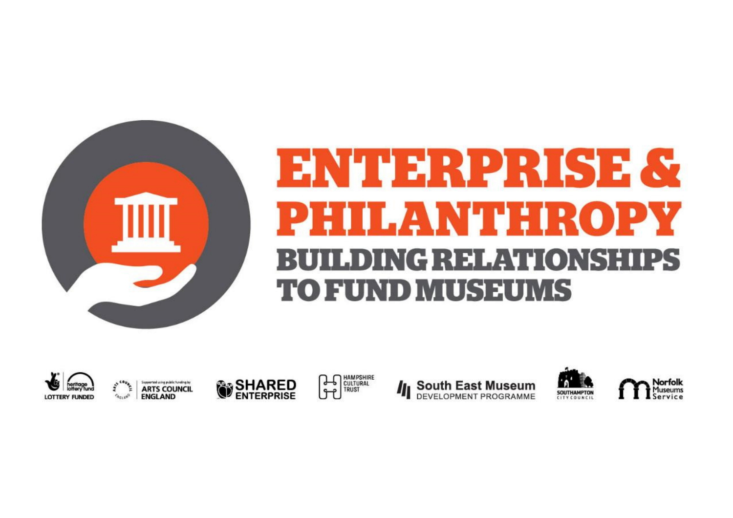# ENTERPRISE & PHILANTHROPY

## BUILDING RELATIONSHIPS TO FUND MUSEUMS

LOTTERY FUNDED | heritage lottery fund | Supported using public funding by ARTS COUNCIL ENGLAND | SHARED ENTERPRISE | HAMPSHIRE CULTURAL TRUST | South East Museum DEVELOPMENT PROGRAMME | SOUTHAMPTON CITY COUNCIL | Norfolk Museums Service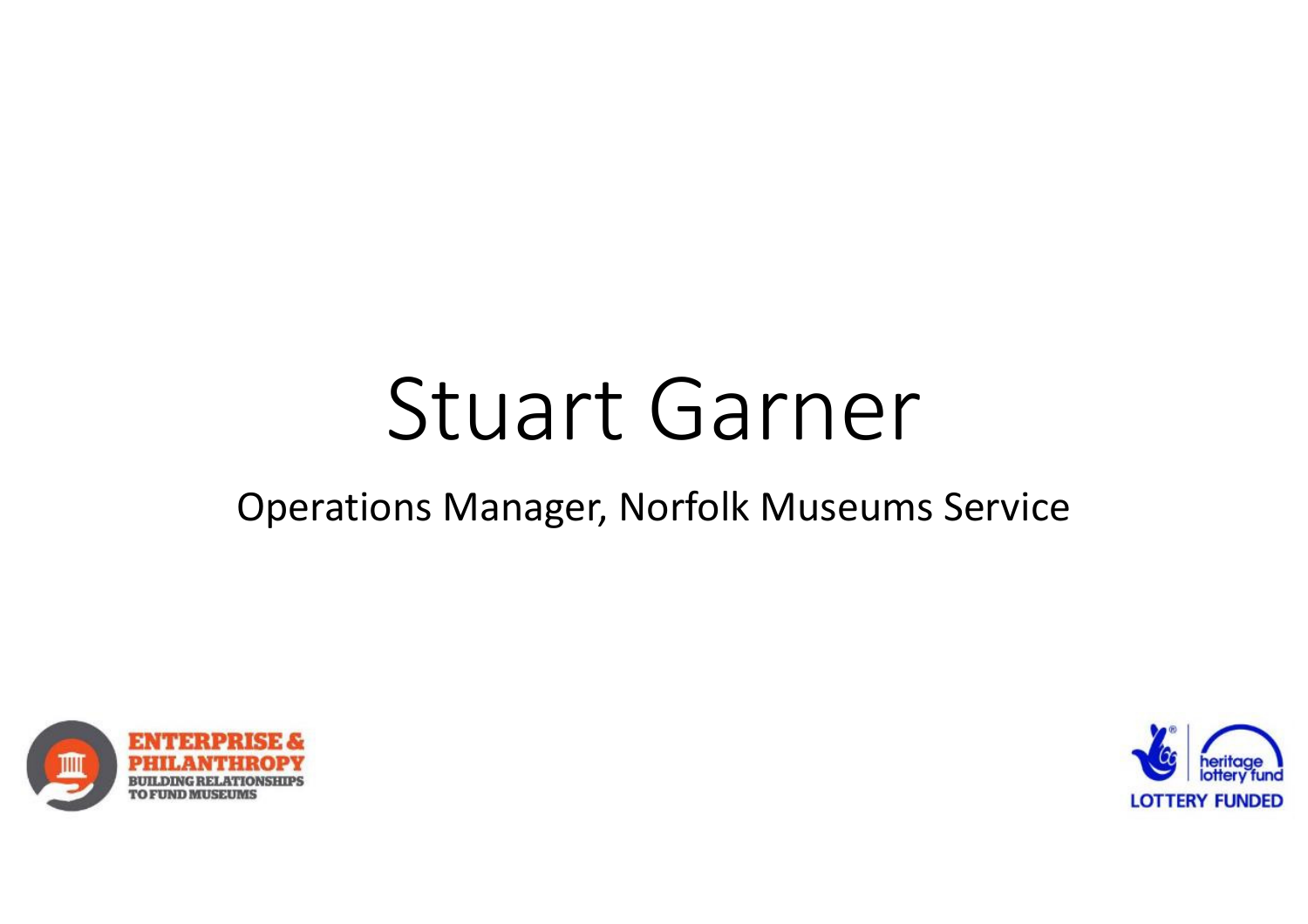# Stuart Garner

Operations Manager, Norfolk Museums Service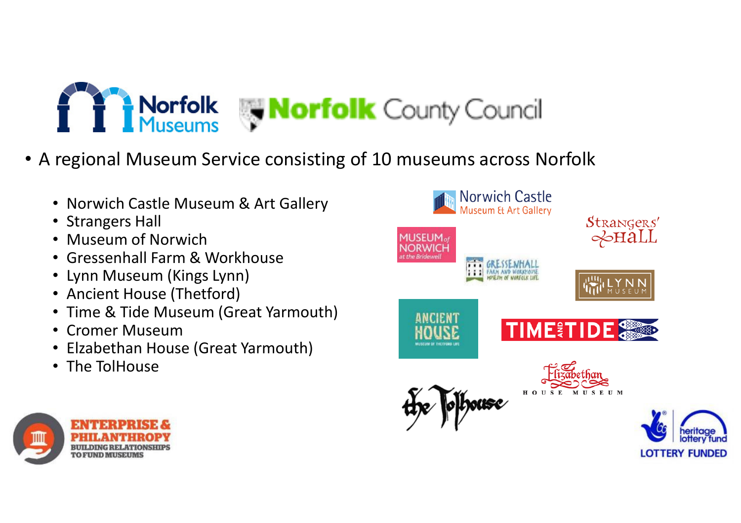Norfolk Museums | Norfolk County Council

- A regional Museum Service consisting of 10 museums across Norfolk
  - Norwich Castle Museum & Art Gallery
  - Strangers Hall
  - Museum of Norwich
  - Gressenhall Farm & Workhouse
  - Lynn Museum (Kings Lynn)
  - Ancient House (Thetford)
  - Time & Tide Museum (Great Yarmouth)
  - Cromer Museum
  - Elzabethan House (Great Yarmouth)
  - The TolHouse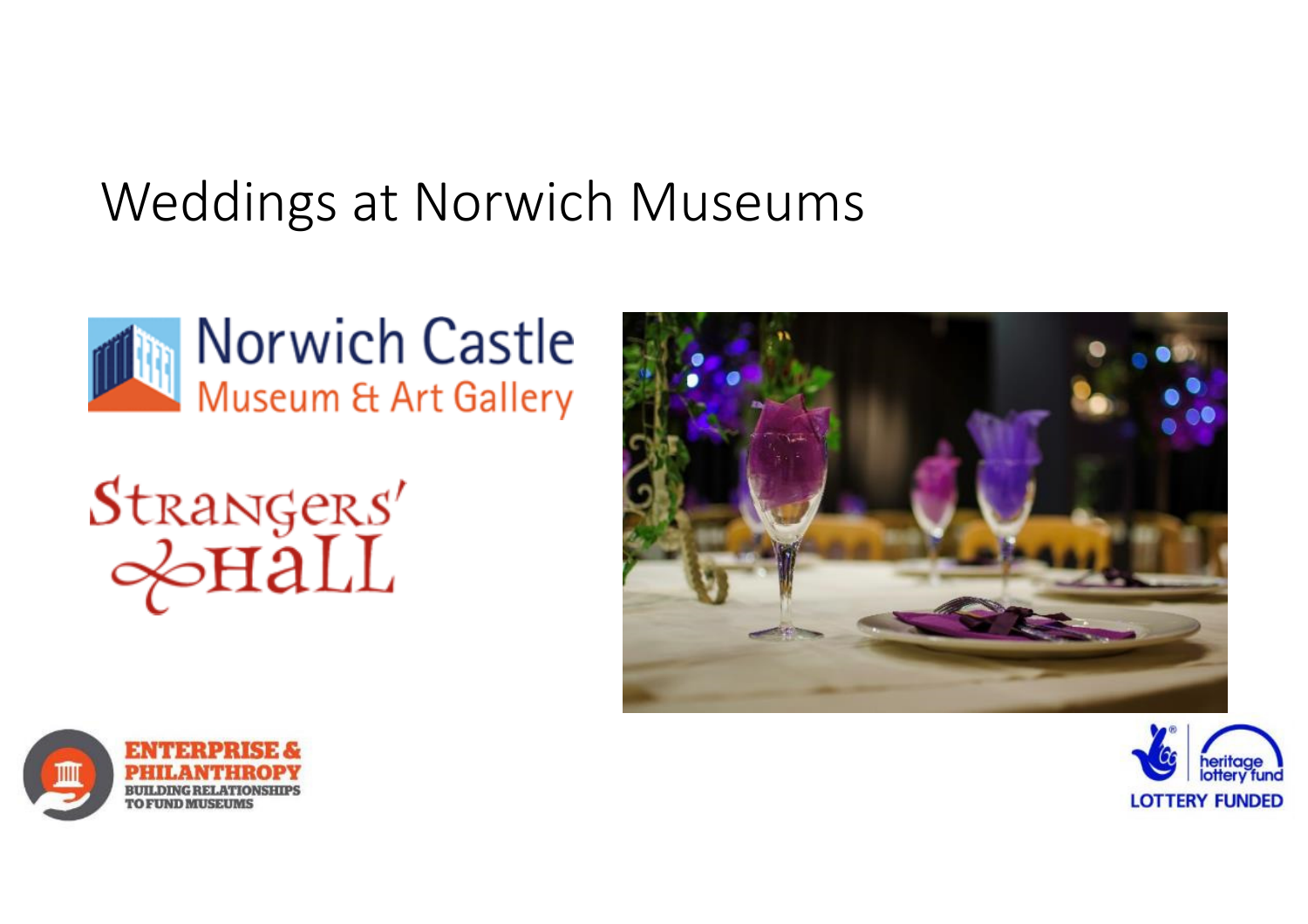# Weddings at Norwich Museums

Norwich Castle
Museum & Art Gallery

Strangers' Hall

ENTERPRISE & PHILANTHROPY
BUILDING RELATIONSHIPS TO FUND MUSEUMS

heritage lottery fund
LOTTERY FUNDED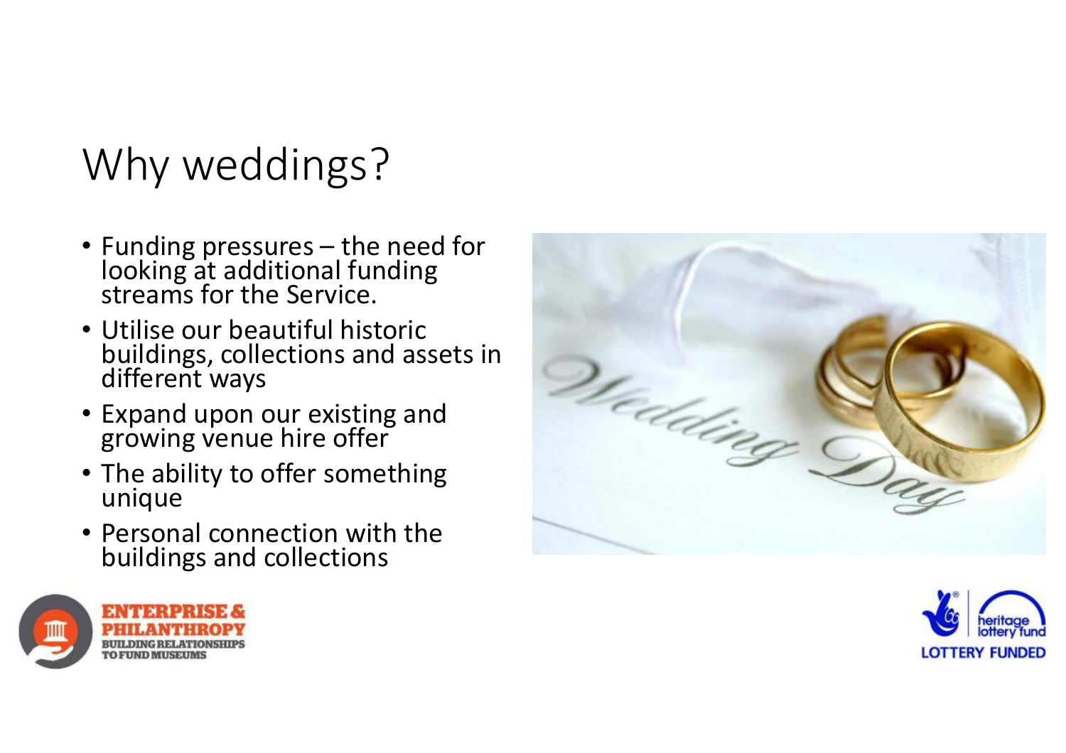# Why weddings?

- Funding pressures – the need for looking at additional funding streams for the Service.
- Utilise our beautiful historic buildings, collections and assets in different ways
- Expand upon our existing and growing venue hire offer
- The ability to offer something unique
- Personal connection with the buildings and collections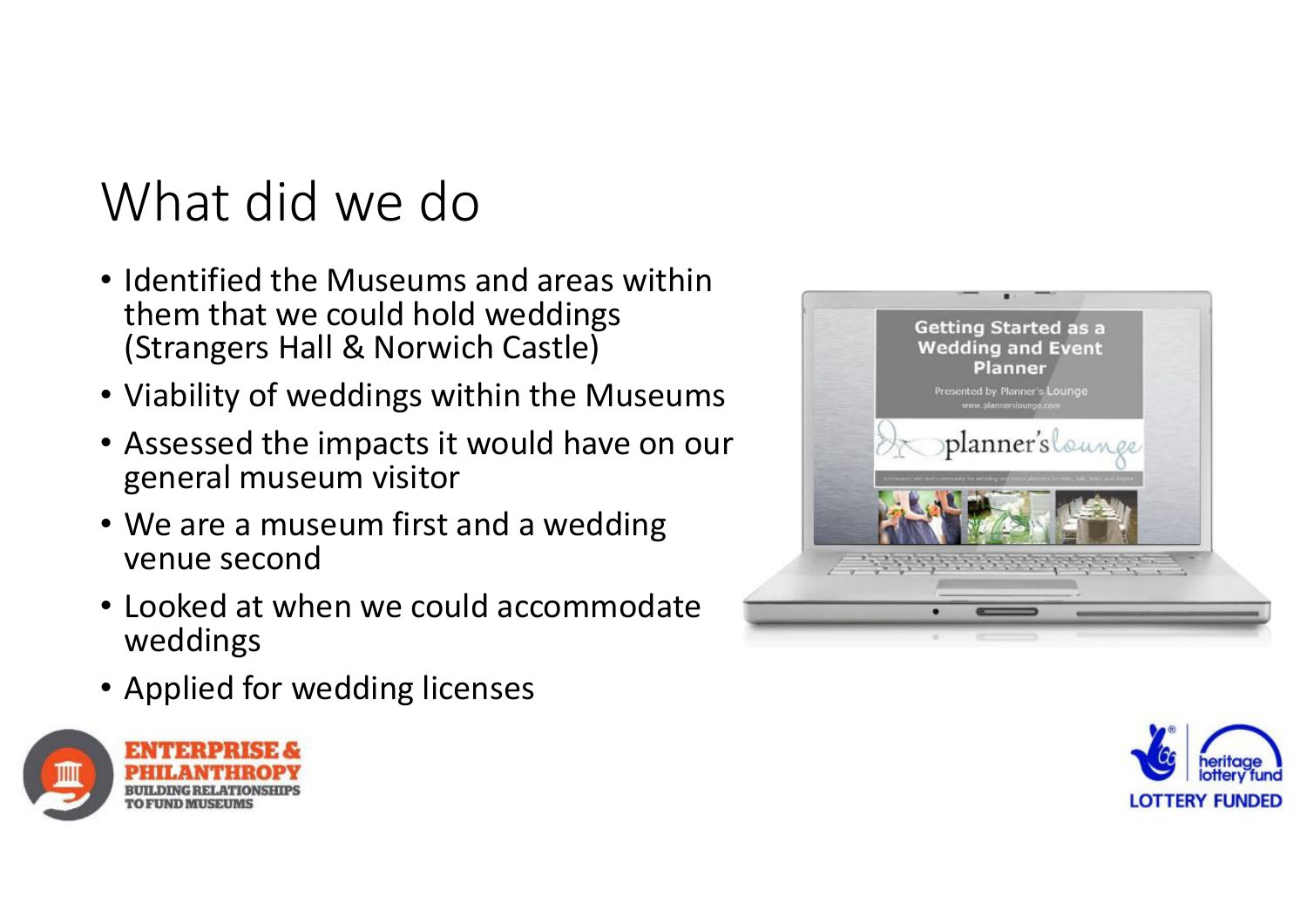# What did we do

- Identified the Museums and areas within them that we could hold weddings (Strangers Hall & Norwich Castle)
- Viability of weddings within the Museums
- Assessed the impacts it would have on our general museum visitor
- We are a museum first and a wedding venue second
- Looked at when we could accommodate weddings
- Applied for wedding licenses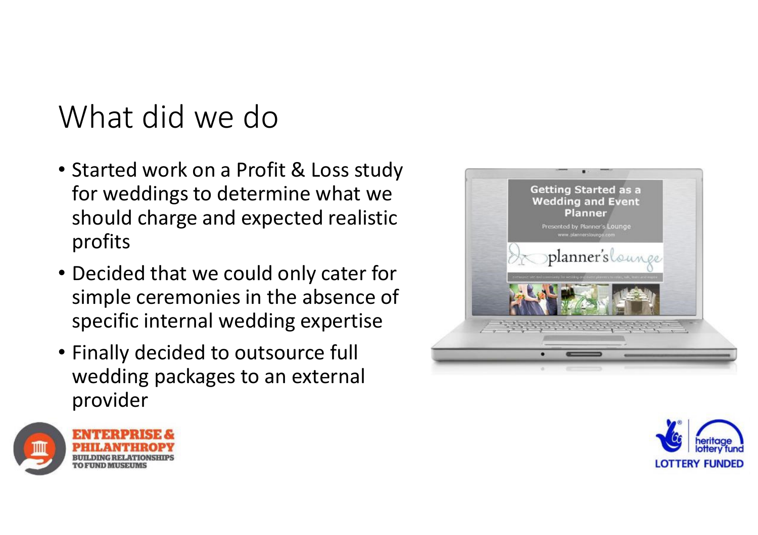# What did we do

- Started work on a Profit & Loss study for weddings to determine what we should charge and expected realistic profits
- Decided that we could only cater for simple ceremonies in the absence of specific internal wedding expertise
- Finally decided to outsource full wedding packages to an external provider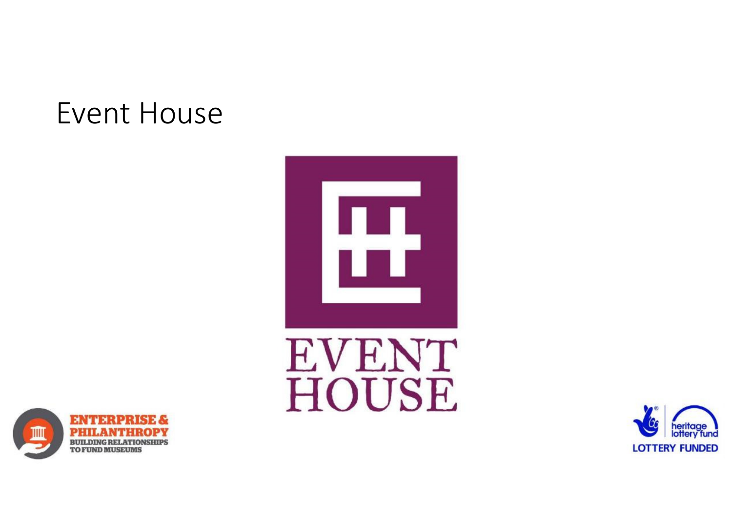# Event House

EVENT HOUSE

ENTERPRISE & PHILANTHROPY
BUILDING RELATIONSHIPS TO FUND MUSEUMS

heritage lottery fund
LOTTERY FUNDED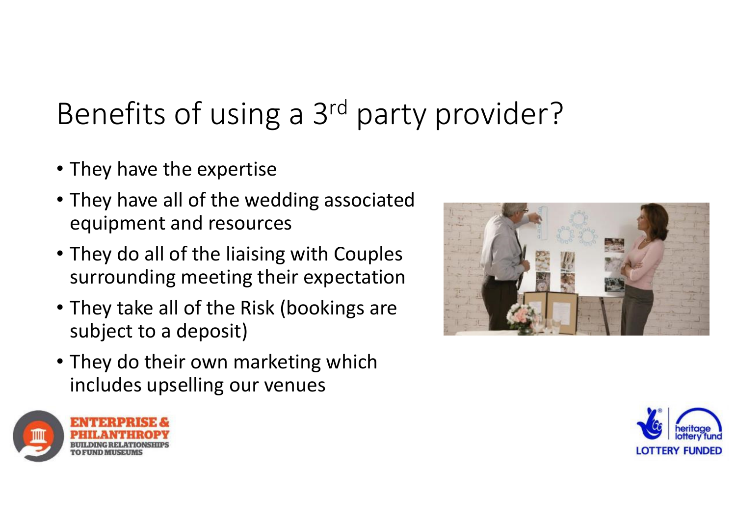# Benefits of using a 3rd party provider?

- They have the expertise
- They have all of the wedding associated equipment and resources
- They do all of the liaising with Couples surrounding meeting their expectation
- They take all of the Risk (bookings are subject to a deposit)
- They do their own marketing which includes upselling our venues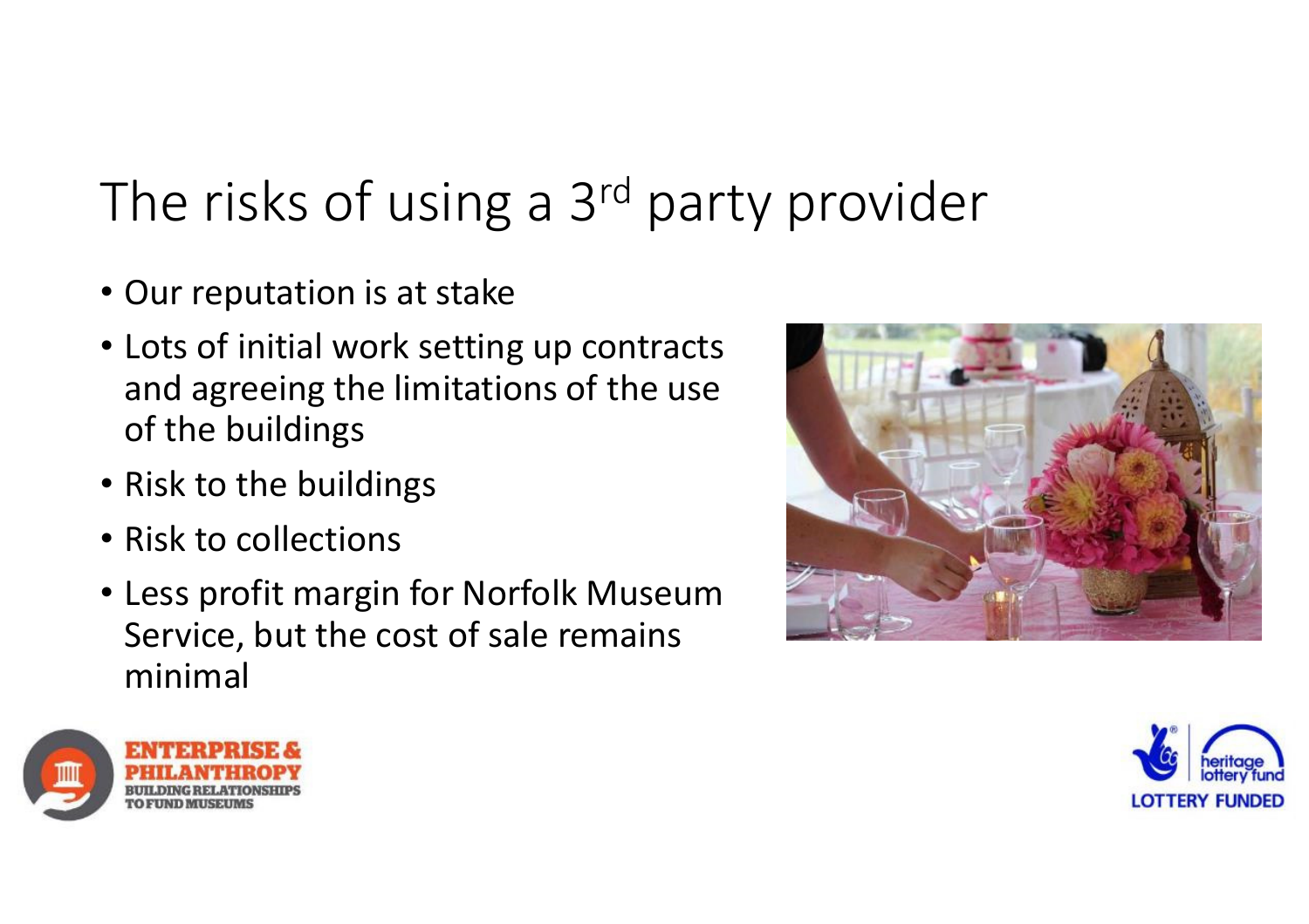# The risks of using a 3rd party provider

- Our reputation is at stake
- Lots of initial work setting up contracts and agreeing the limitations of the use of the buildings
- Risk to the buildings
- Risk to collections
- Less profit margin for Norfolk Museum Service, but the cost of sale remains minimal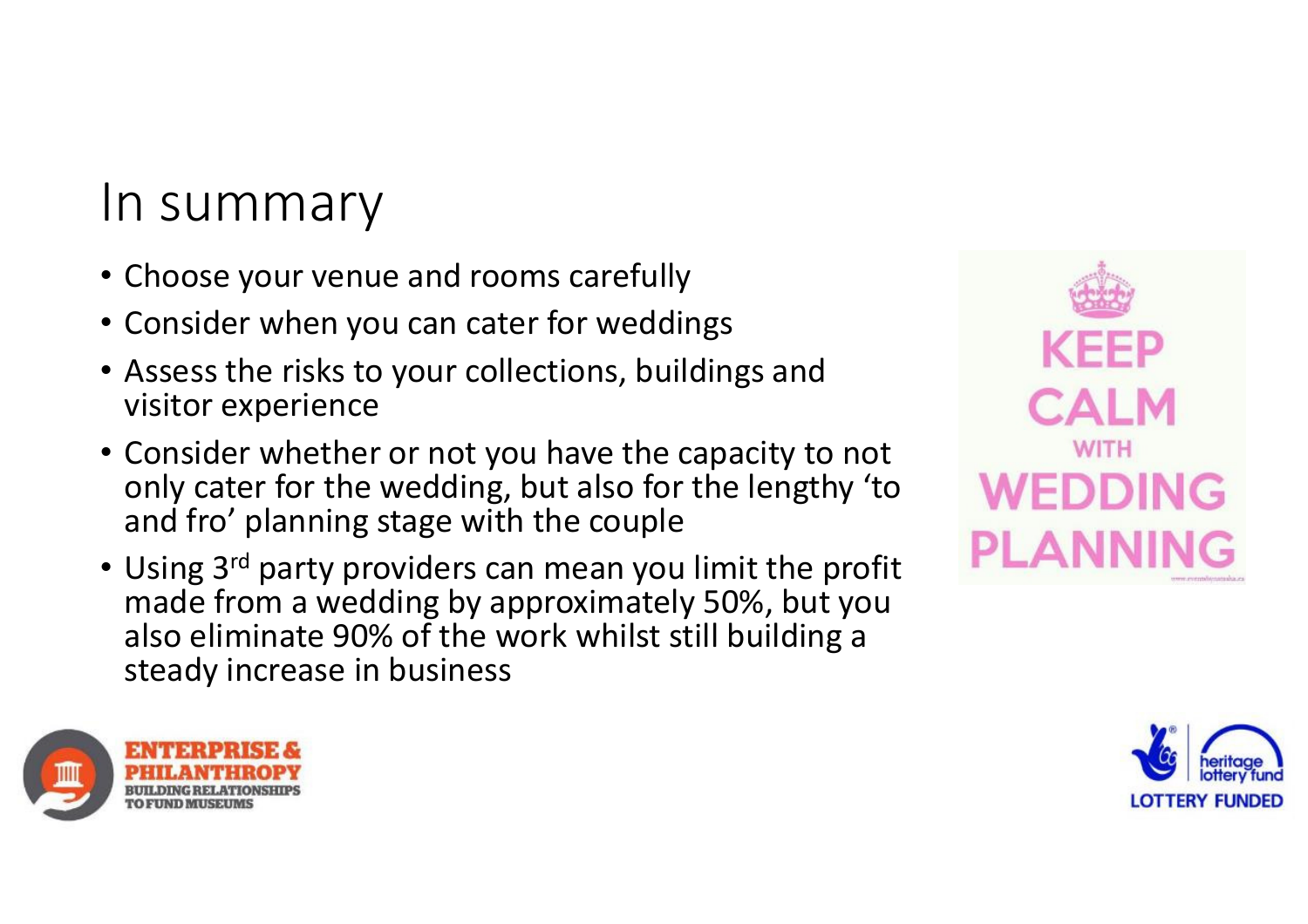# In summary

- Choose your venue and rooms carefully
- Consider when you can cater for weddings
- Assess the risks to your collections, buildings and visitor experience
- Consider whether or not you have the capacity to not only cater for the wedding, but also for the lengthy 'to and fro' planning stage with the couple
- Using 3rd party providers can mean you limit the profit made from a wedding by approximately 50%, but you also eliminate 90% of the work whilst still building a steady increase in business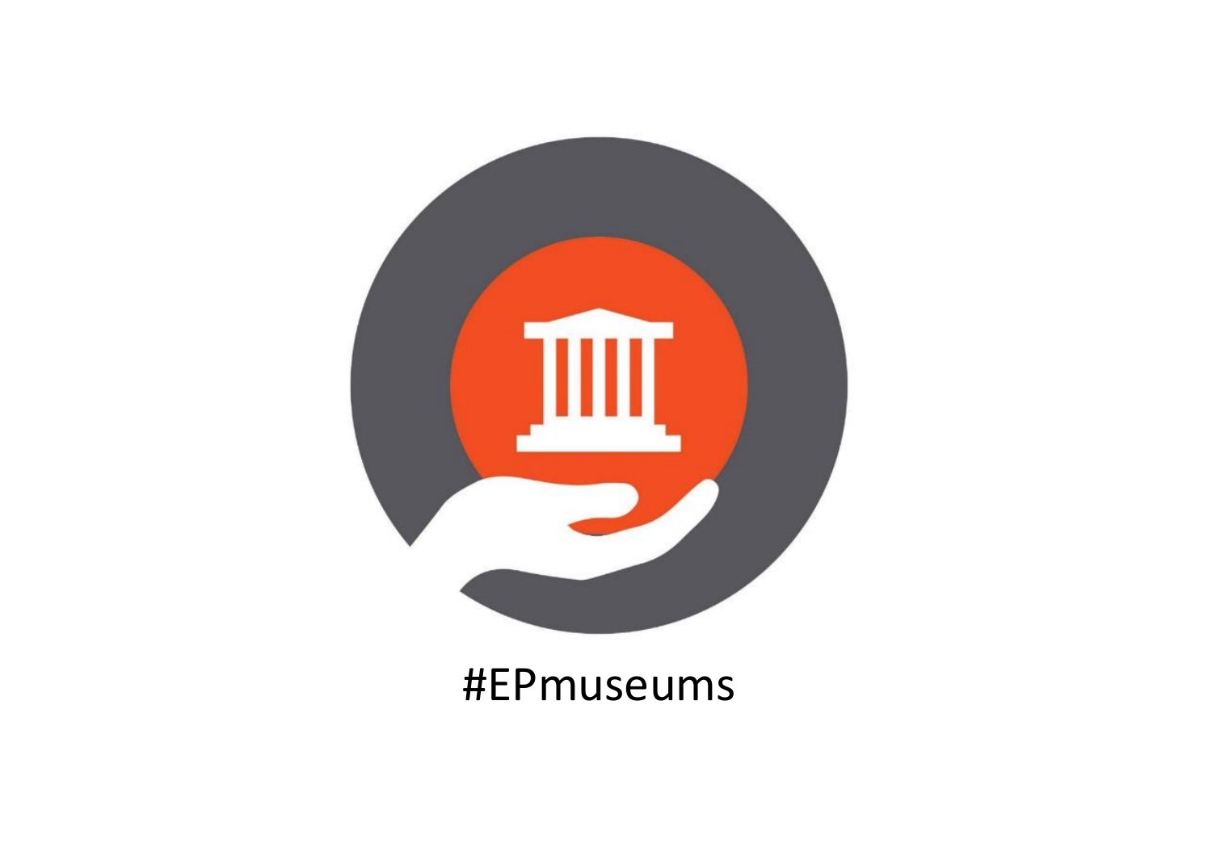#EPmuseums